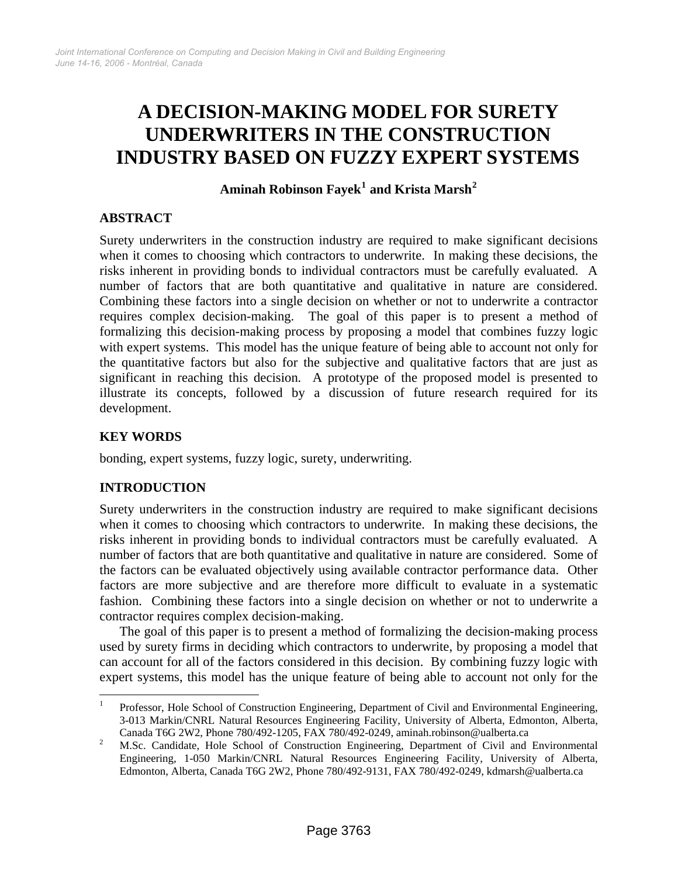# A DECISION-MAKING MODEL FOR SURETY UNDERWRITERS IN THE CONSTRUCTION INDUSTRY BASED ON FUZZY EXPERT SYSTEMS

**Aminah Robinson Fayek[1] and Krista Marsh[2]**

## ABSTRACT

Surety underwriters in the construction industry are required to make significant decisions when it comes to choosing which contractors to underwrite. In making these decisions, the risks inherent in providing bonds to individual contractors must be carefully evaluated. A number of factors that are both quantitative and qualitative in nature are considered. Combining these factors into a single decision on whether or not to underwrite a contractor requires complex decision-making. The goal of this paper is to present a method of formalizing this decision-making process by proposing a model that combines fuzzy logic with expert systems. This model has the unique feature of being able to account not only for the quantitative factors but also for the subjective and qualitative factors that are just as significant in reaching this decision. A prototype of the proposed model is presented to illustrate its concepts, followed by a discussion of future research required for its development.

## KEY WORDS

bonding, expert systems, fuzzy logic, surety, underwriting.

## INTRODUCTION

Surety underwriters in the construction industry are required to make significant decisions when it comes to choosing which contractors to underwrite. In making these decisions, the risks inherent in providing bonds to individual contractors must be carefully evaluated. A number of factors that are both quantitative and qualitative in nature are considered. Some of the factors can be evaluated objectively using available contractor performance data. Other factors are more subjective and are therefore more difficult to evaluate in a systematic fashion. Combining these factors into a single decision on whether or not to underwrite a contractor requires complex decision-making.

The goal of this paper is to present a method of formalizing the decision-making process used by surety firms in deciding which contractors to underwrite, by proposing a model that can account for all of the factors considered in this decision. By combining fuzzy logic with expert systems, this model has the unique feature of being able to account not only for the

---

[1] Professor, Hole School of Construction Engineering, Department of Civil and Environmental Engineering, 3-013 Markin/CNRL Natural Resources Engineering Facility, University of Alberta, Edmonton, Alberta, Canada T6G 2W2, Phone 780/492-1205, FAX 780/492-0249, aminah.robinson@ualberta.ca

[2] M.Sc. Candidate, Hole School of Construction Engineering, Department of Civil and Environmental Engineering, 1-050 Markin/CNRL Natural Resources Engineering Facility, University of Alberta, Edmonton, Alberta, Canada T6G 2W2, Phone 780/492-9131, FAX 780/492-0249, kdmarsh@ualberta.ca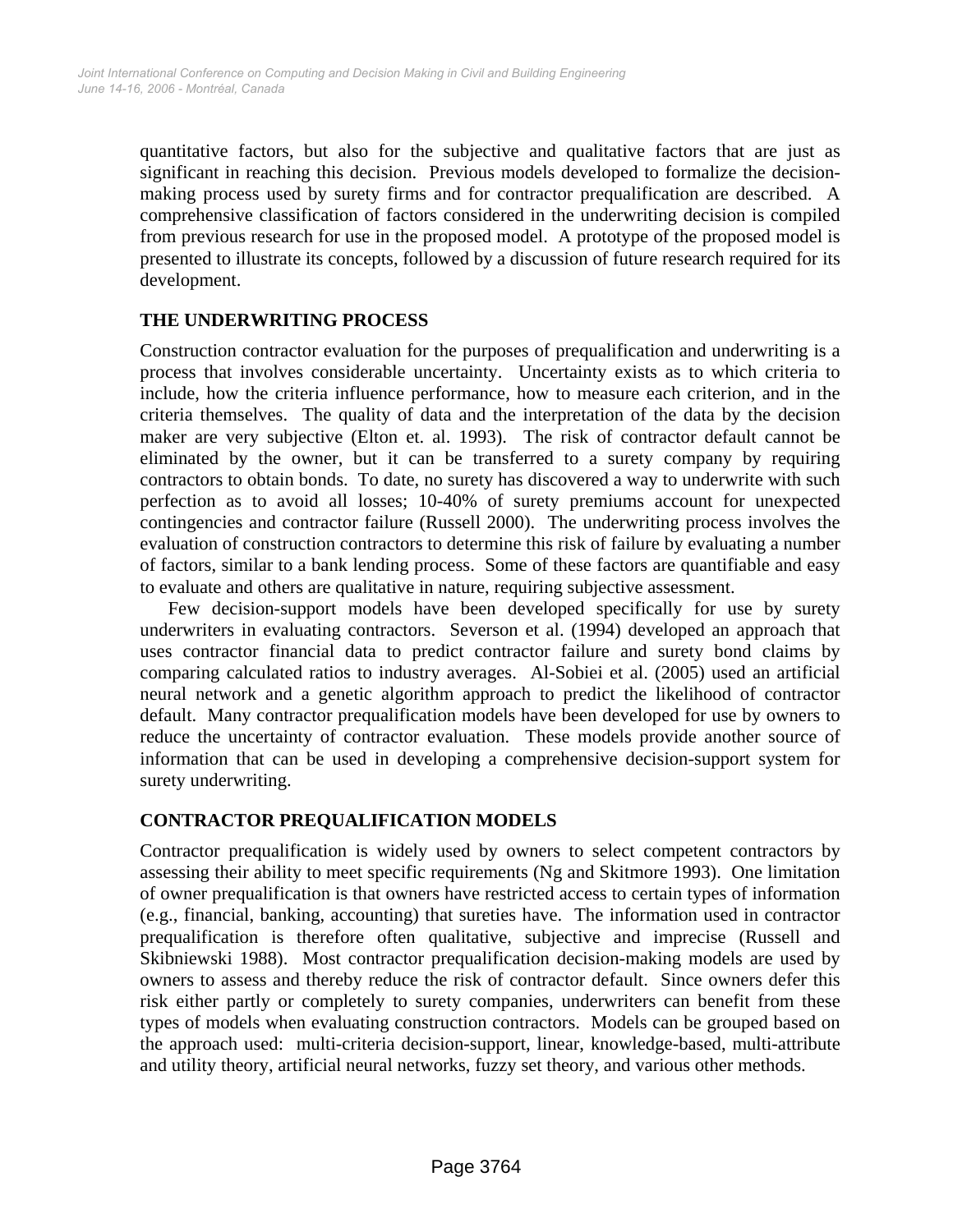quantitative factors, but also for the subjective and qualitative factors that are just as significant in reaching this decision. Previous models developed to formalize the decision-making process used by surety firms and for contractor prequalification are described. A comprehensive classification of factors considered in the underwriting decision is compiled from previous research for use in the proposed model. A prototype of the proposed model is presented to illustrate its concepts, followed by a discussion of future research required for its development.

## THE UNDERWRITING PROCESS

Construction contractor evaluation for the purposes of prequalification and underwriting is a process that involves considerable uncertainty. Uncertainty exists as to which criteria to include, how the criteria influence performance, how to measure each criterion, and in the criteria themselves. The quality of data and the interpretation of the data by the decision maker are very subjective (Elton et. al. 1993). The risk of contractor default cannot be eliminated by the owner, but it can be transferred to a surety company by requiring contractors to obtain bonds. To date, no surety has discovered a way to underwrite with such perfection as to avoid all losses; 10-40% of surety premiums account for unexpected contingencies and contractor failure (Russell 2000). The underwriting process involves the evaluation of construction contractors to determine this risk of failure by evaluating a number of factors, similar to a bank lending process. Some of these factors are quantifiable and easy to evaluate and others are qualitative in nature, requiring subjective assessment.

Few decision-support models have been developed specifically for use by surety underwriters in evaluating contractors. Severson et al. (1994) developed an approach that uses contractor financial data to predict contractor failure and surety bond claims by comparing calculated ratios to industry averages. Al-Sobiei et al. (2005) used an artificial neural network and a genetic algorithm approach to predict the likelihood of contractor default. Many contractor prequalification models have been developed for use by owners to reduce the uncertainty of contractor evaluation. These models provide another source of information that can be used in developing a comprehensive decision-support system for surety underwriting.

## CONTRACTOR PREQUALIFICATION MODELS

Contractor prequalification is widely used by owners to select competent contractors by assessing their ability to meet specific requirements (Ng and Skitmore 1993). One limitation of owner prequalification is that owners have restricted access to certain types of information (e.g., financial, banking, accounting) that sureties have. The information used in contractor prequalification is therefore often qualitative, subjective and imprecise (Russell and Skibniewski 1988). Most contractor prequalification decision-making models are used by owners to assess and thereby reduce the risk of contractor default. Since owners defer this risk either partly or completely to surety companies, underwriters can benefit from these types of models when evaluating construction contractors. Models can be grouped based on the approach used: multi-criteria decision-support, linear, knowledge-based, multi-attribute and utility theory, artificial neural networks, fuzzy set theory, and various other methods.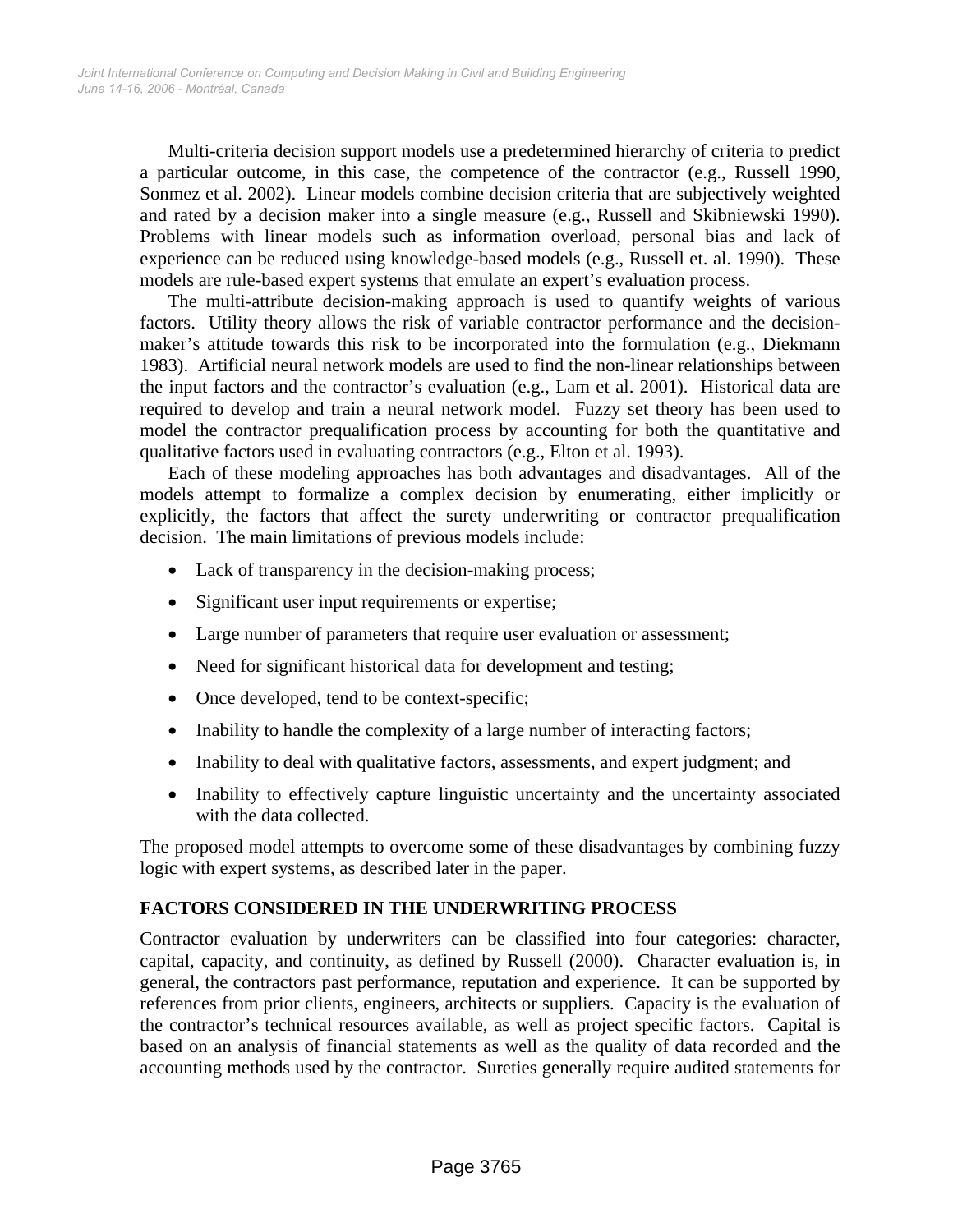Multi-criteria decision support models use a predetermined hierarchy of criteria to predict a particular outcome, in this case, the competence of the contractor (e.g., Russell 1990, Sonmez et al. 2002). Linear models combine decision criteria that are subjectively weighted and rated by a decision maker into a single measure (e.g., Russell and Skibniewski 1990). Problems with linear models such as information overload, personal bias and lack of experience can be reduced using knowledge-based models (e.g., Russell et. al. 1990). These models are rule-based expert systems that emulate an expert's evaluation process.

The multi-attribute decision-making approach is used to quantify weights of various factors. Utility theory allows the risk of variable contractor performance and the decision-maker's attitude towards this risk to be incorporated into the formulation (e.g., Diekmann 1983). Artificial neural network models are used to find the non-linear relationships between the input factors and the contractor's evaluation (e.g., Lam et al. 2001). Historical data are required to develop and train a neural network model. Fuzzy set theory has been used to model the contractor prequalification process by accounting for both the quantitative and qualitative factors used in evaluating contractors (e.g., Elton et al. 1993).

Each of these modeling approaches has both advantages and disadvantages. All of the models attempt to formalize a complex decision by enumerating, either implicitly or explicitly, the factors that affect the surety underwriting or contractor prequalification decision. The main limitations of previous models include:

- Lack of transparency in the decision-making process;
- Significant user input requirements or expertise;
- Large number of parameters that require user evaluation or assessment;
- Need for significant historical data for development and testing;
- Once developed, tend to be context-specific;
- Inability to handle the complexity of a large number of interacting factors;
- Inability to deal with qualitative factors, assessments, and expert judgment; and
- Inability to effectively capture linguistic uncertainty and the uncertainty associated with the data collected.

The proposed model attempts to overcome some of these disadvantages by combining fuzzy logic with expert systems, as described later in the paper.

## FACTORS CONSIDERED IN THE UNDERWRITING PROCESS

Contractor evaluation by underwriters can be classified into four categories: character, capital, capacity, and continuity, as defined by Russell (2000). Character evaluation is, in general, the contractors past performance, reputation and experience. It can be supported by references from prior clients, engineers, architects or suppliers. Capacity is the evaluation of the contractor's technical resources available, as well as project specific factors. Capital is based on an analysis of financial statements as well as the quality of data recorded and the accounting methods used by the contractor. Sureties generally require audited statements for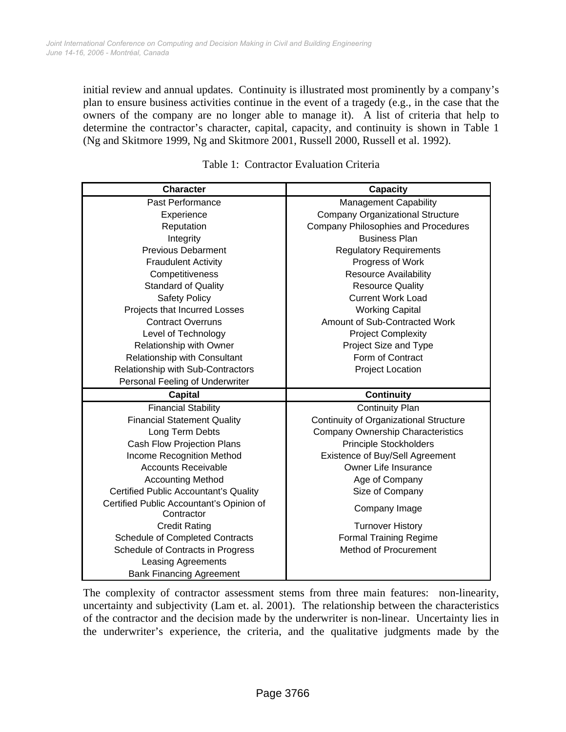initial review and annual updates. Continuity is illustrated most prominently by a company's plan to ensure business activities continue in the event of a tragedy (e.g., in the case that the owners of the company are no longer able to manage it). A list of criteria that help to determine the contractor's character, capital, capacity, and continuity is shown in Table 1 (Ng and Skitmore 1999, Ng and Skitmore 2001, Russell 2000, Russell et al. 1992).

Table 1: Contractor Evaluation Criteria

| Character | Capacity |
|---|---|
| Past Performance | Management Capability |
| Experience | Company Organizational Structure |
| Reputation | Company Philosophies and Procedures |
| Integrity | Business Plan |
| Previous Debarment | Regulatory Requirements |
| Fraudulent Activity | Progress of Work |
| Competitiveness | Resource Availability |
| Standard of Quality | Resource Quality |
| Safety Policy | Current Work Load |
| Projects that Incurred Losses | Working Capital |
| Contract Overruns | Amount of Sub-Contracted Work |
| Level of Technology | Project Complexity |
| Relationship with Owner | Project Size and Type |
| Relationship with Consultant | Form of Contract |
| Relationship with Sub-Contractors | Project Location |
| Personal Feeling of Underwriter | |
| **Capital** | **Continuity** |
| Financial Stability | Continuity Plan |
| Financial Statement Quality | Continuity of Organizational Structure |
| Long Term Debts | Company Ownership Characteristics |
| Cash Flow Projection Plans | Principle Stockholders |
| Income Recognition Method | Existence of Buy/Sell Agreement |
| Accounts Receivable | Owner Life Insurance |
| Accounting Method | Age of Company |
| Certified Public Accountant's Quality | Size of Company |
| Certified Public Accountant's Opinion of Contractor | Company Image |
| Credit Rating | Turnover History |
| Schedule of Completed Contracts | Formal Training Regime |
| Schedule of Contracts in Progress | Method of Procurement |
| Leasing Agreements | |
| Bank Financing Agreement | |

The complexity of contractor assessment stems from three main features: non-linearity, uncertainty and subjectivity (Lam et. al. 2001). The relationship between the characteristics of the contractor and the decision made by the underwriter is non-linear. Uncertainty lies in the underwriter's experience, the criteria, and the qualitative judgments made by the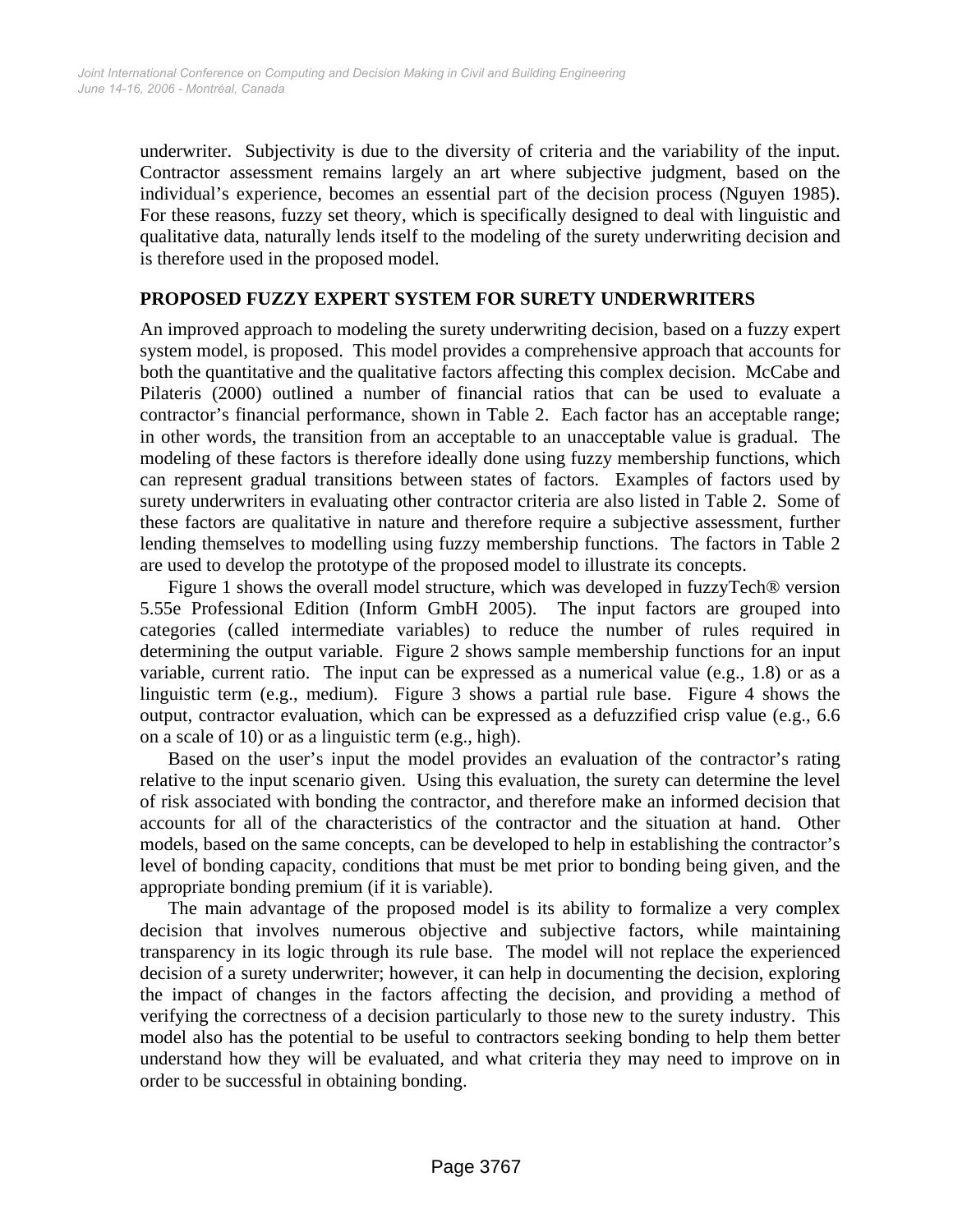underwriter. Subjectivity is due to the diversity of criteria and the variability of the input. Contractor assessment remains largely an art where subjective judgment, based on the individual's experience, becomes an essential part of the decision process (Nguyen 1985). For these reasons, fuzzy set theory, which is specifically designed to deal with linguistic and qualitative data, naturally lends itself to the modeling of the surety underwriting decision and is therefore used in the proposed model.

## PROPOSED FUZZY EXPERT SYSTEM FOR SURETY UNDERWRITERS

An improved approach to modeling the surety underwriting decision, based on a fuzzy expert system model, is proposed. This model provides a comprehensive approach that accounts for both the quantitative and the qualitative factors affecting this complex decision. McCabe and Pilateris (2000) outlined a number of financial ratios that can be used to evaluate a contractor's financial performance, shown in Table 2. Each factor has an acceptable range; in other words, the transition from an acceptable to an unacceptable value is gradual. The modeling of these factors is therefore ideally done using fuzzy membership functions, which can represent gradual transitions between states of factors. Examples of factors used by surety underwriters in evaluating other contractor criteria are also listed in Table 2. Some of these factors are qualitative in nature and therefore require a subjective assessment, further lending themselves to modelling using fuzzy membership functions. The factors in Table 2 are used to develop the prototype of the proposed model to illustrate its concepts.

Figure 1 shows the overall model structure, which was developed in fuzzyTech® version 5.55e Professional Edition (Inform GmbH 2005). The input factors are grouped into categories (called intermediate variables) to reduce the number of rules required in determining the output variable. Figure 2 shows sample membership functions for an input variable, current ratio. The input can be expressed as a numerical value (e.g., 1.8) or as a linguistic term (e.g., medium). Figure 3 shows a partial rule base. Figure 4 shows the output, contractor evaluation, which can be expressed as a defuzzified crisp value (e.g., 6.6 on a scale of 10) or as a linguistic term (e.g., high).

Based on the user's input the model provides an evaluation of the contractor's rating relative to the input scenario given. Using this evaluation, the surety can determine the level of risk associated with bonding the contractor, and therefore make an informed decision that accounts for all of the characteristics of the contractor and the situation at hand. Other models, based on the same concepts, can be developed to help in establishing the contractor's level of bonding capacity, conditions that must be met prior to bonding being given, and the appropriate bonding premium (if it is variable).

The main advantage of the proposed model is its ability to formalize a very complex decision that involves numerous objective and subjective factors, while maintaining transparency in its logic through its rule base. The model will not replace the experienced decision of a surety underwriter; however, it can help in documenting the decision, exploring the impact of changes in the factors affecting the decision, and providing a method of verifying the correctness of a decision particularly to those new to the surety industry. This model also has the potential to be useful to contractors seeking bonding to help them better understand how they will be evaluated, and what criteria they may need to improve on in order to be successful in obtaining bonding.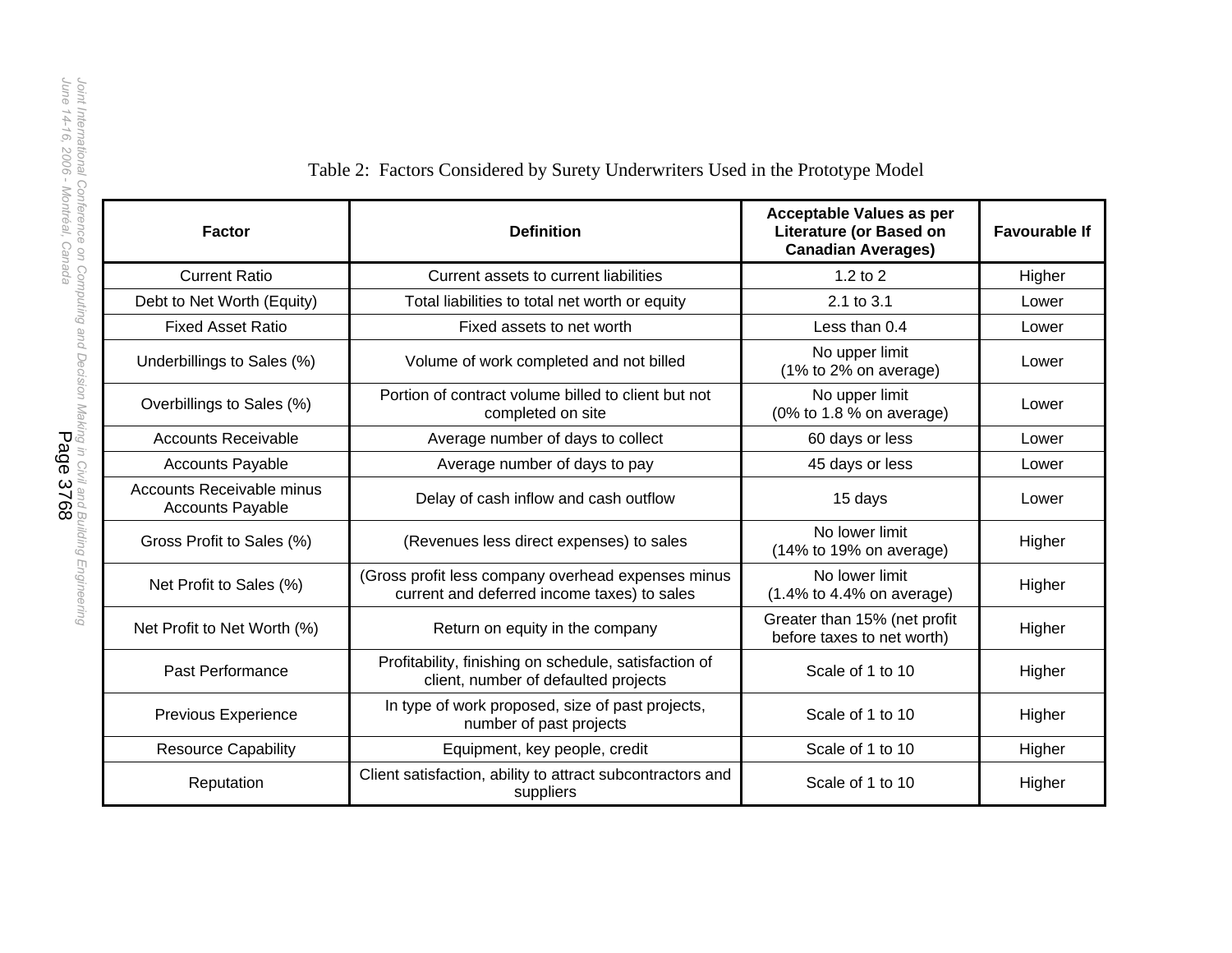Table 2: Factors Considered by Surety Underwriters Used in the Prototype Model

| Factor | Definition | Acceptable Values as per Literature (or Based on Canadian Averages) | Favourable If |
|---|---|---|---|
| Current Ratio | Current assets to current liabilities | 1.2 to 2 | Higher |
| Debt to Net Worth (Equity) | Total liabilities to total net worth or equity | 2.1 to 3.1 | Lower |
| Fixed Asset Ratio | Fixed assets to net worth | Less than 0.4 | Lower |
| Underbillings to Sales (%) | Volume of work completed and not billed | No upper limit (1% to 2% on average) | Lower |
| Overbillings to Sales (%) | Portion of contract volume billed to client but not completed on site | No upper limit (0% to 1.8 % on average) | Lower |
| Accounts Receivable | Average number of days to collect | 60 days or less | Lower |
| Accounts Payable | Average number of days to pay | 45 days or less | Lower |
| Accounts Receivable minus Accounts Payable | Delay of cash inflow and cash outflow | 15 days | Lower |
| Gross Profit to Sales (%) | (Revenues less direct expenses) to sales | No lower limit (14% to 19% on average) | Higher |
| Net Profit to Sales (%) | (Gross profit less company overhead expenses minus current and deferred income taxes) to sales | No lower limit (1.4% to 4.4% on average) | Higher |
| Net Profit to Net Worth (%) | Return on equity in the company | Greater than 15% (net profit before taxes to net worth) | Higher |
| Past Performance | Profitability, finishing on schedule, satisfaction of client, number of defaulted projects | Scale of 1 to 10 | Higher |
| Previous Experience | In type of work proposed, size of past projects, number of past projects | Scale of 1 to 10 | Higher |
| Resource Capability | Equipment, key people, credit | Scale of 1 to 10 | Higher |
| Reputation | Client satisfaction, ability to attract subcontractors and suppliers | Scale of 1 to 10 | Higher |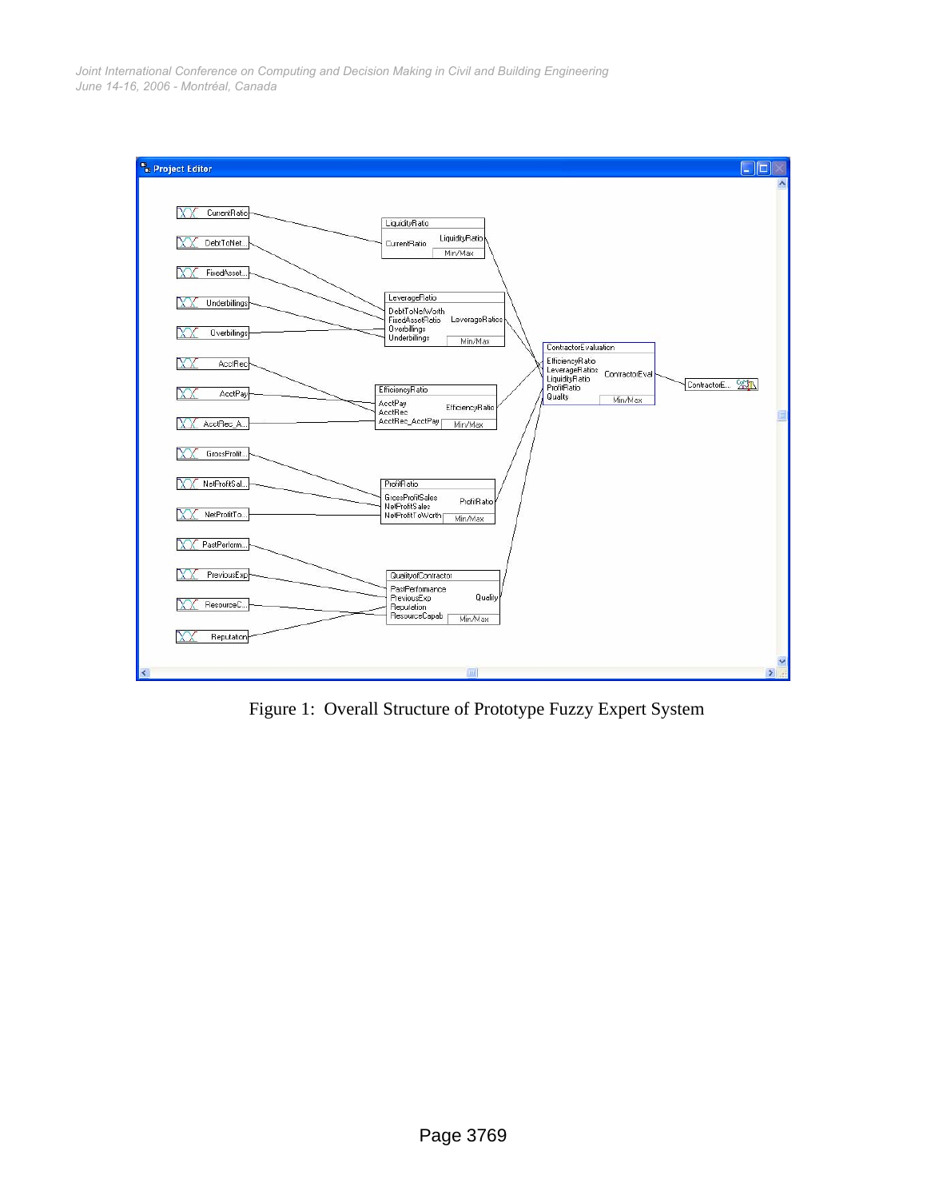Figure 1: Overall Structure of Prototype Fuzzy Expert System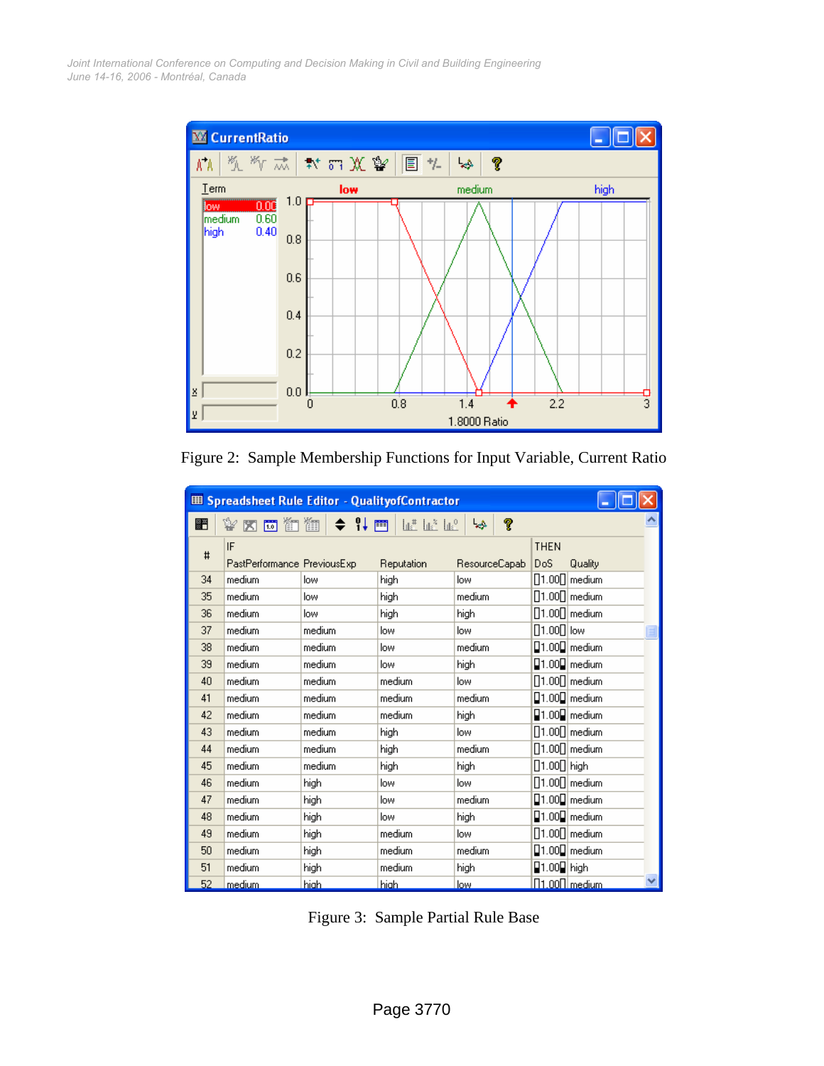Figure 2: Sample Membership Functions for Input Variable, Current Ratio

Figure 3: Sample Partial Rule Base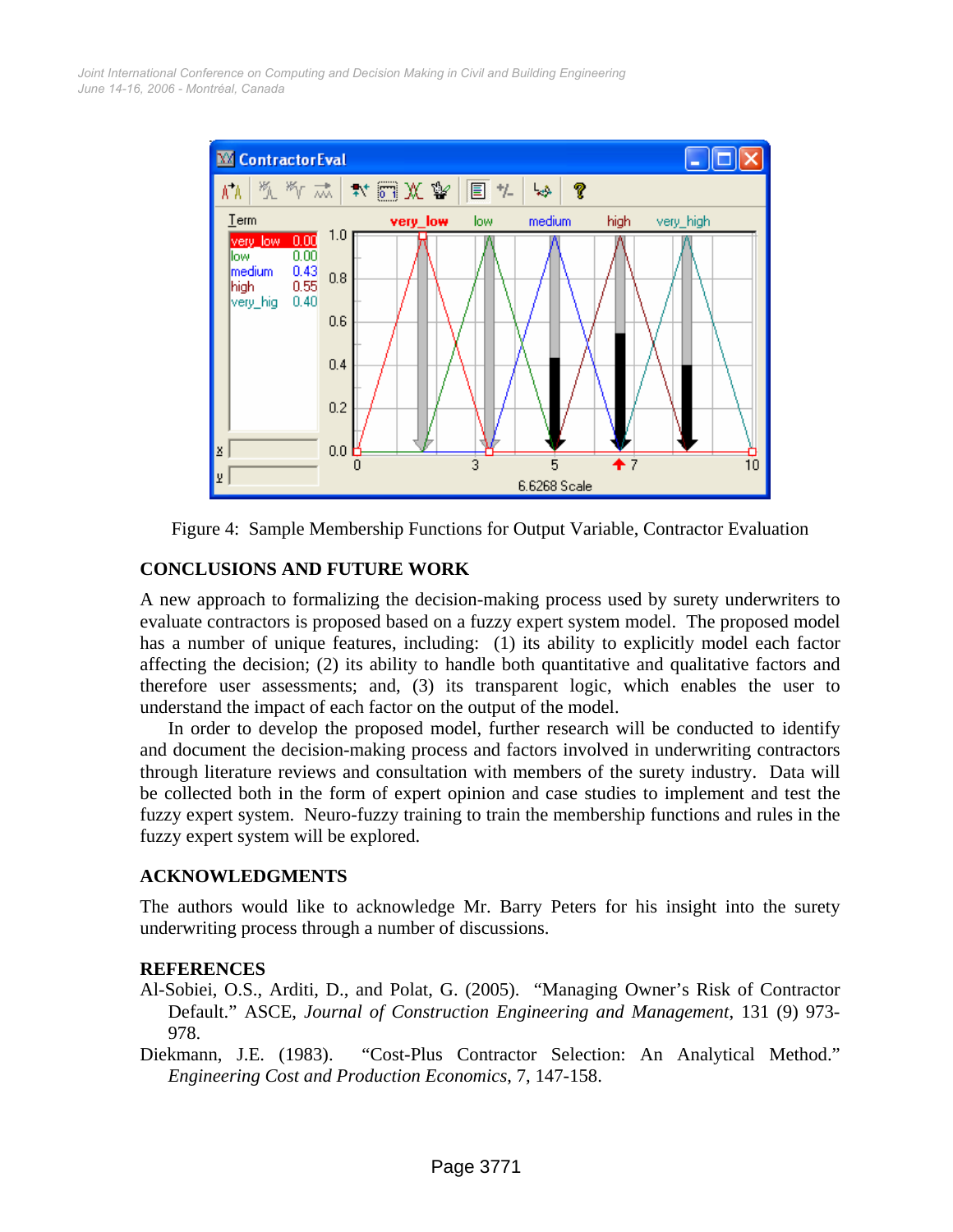Figure 4: Sample Membership Functions for Output Variable, Contractor Evaluation

## CONCLUSIONS AND FUTURE WORK

A new approach to formalizing the decision-making process used by surety underwriters to evaluate contractors is proposed based on a fuzzy expert system model. The proposed model has a number of unique features, including: (1) its ability to explicitly model each factor affecting the decision; (2) its ability to handle both quantitative and qualitative factors and therefore user assessments; and, (3) its transparent logic, which enables the user to understand the impact of each factor on the output of the model.

In order to develop the proposed model, further research will be conducted to identify and document the decision-making process and factors involved in underwriting contractors through literature reviews and consultation with members of the surety industry. Data will be collected both in the form of expert opinion and case studies to implement and test the fuzzy expert system. Neuro-fuzzy training to train the membership functions and rules in the fuzzy expert system will be explored.

## ACKNOWLEDGMENTS

The authors would like to acknowledge Mr. Barry Peters for his insight into the surety underwriting process through a number of discussions.

## REFERENCES

Al-Sobiei, O.S., Arditi, D., and Polat, G. (2005). "Managing Owner's Risk of Contractor Default." ASCE, *Journal of Construction Engineering and Management*, 131 (9) 973-978.

Diekmann, J.E. (1983). "Cost-Plus Contractor Selection: An Analytical Method." *Engineering Cost and Production Economics*, 7, 147-158.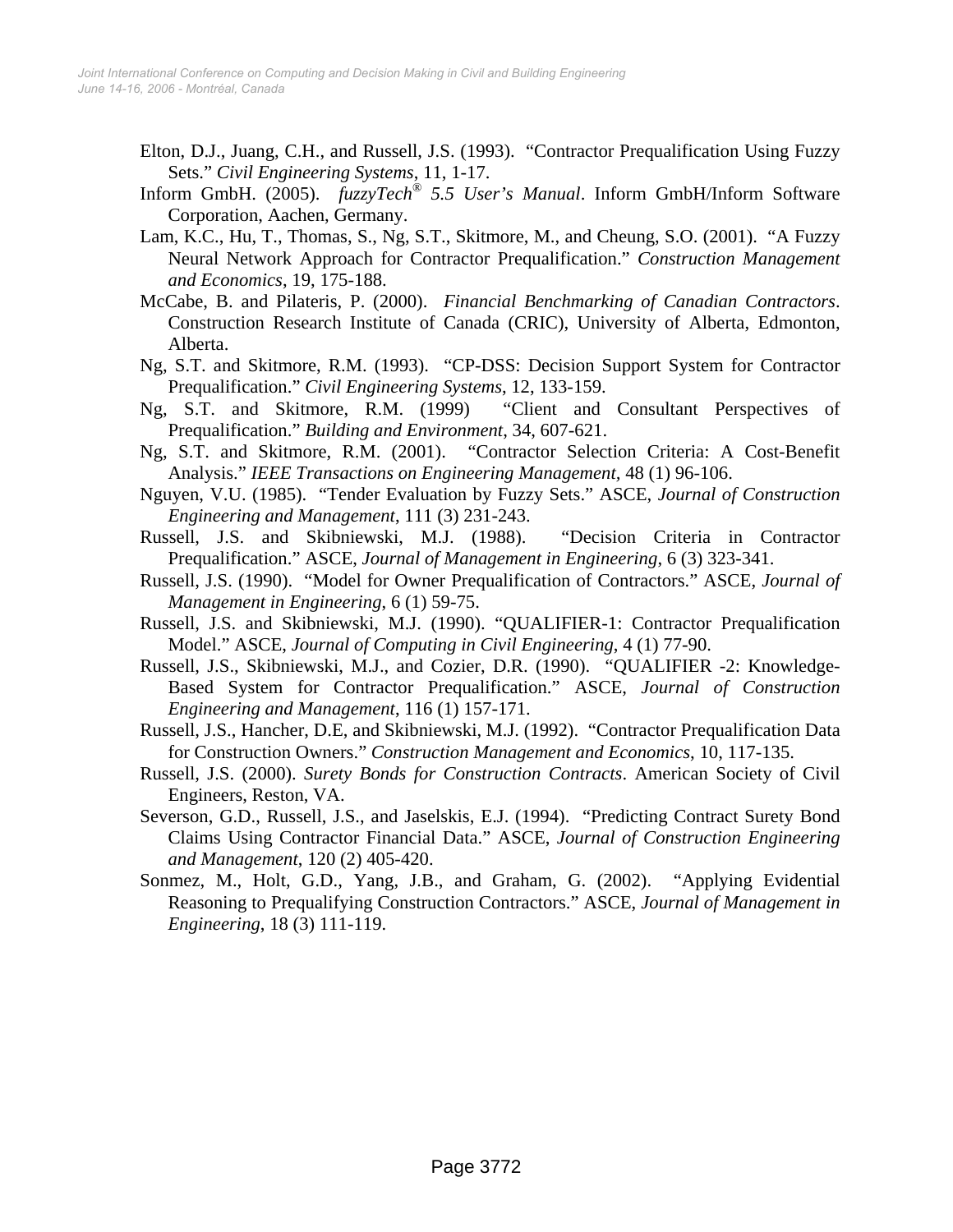Elton, D.J., Juang, C.H., and Russell, J.S. (1993). "Contractor Prequalification Using Fuzzy Sets." *Civil Engineering Systems*, 11, 1-17.

Inform GmbH. (2005). *fuzzyTech® 5.5 User's Manual*. Inform GmbH/Inform Software Corporation, Aachen, Germany.

Lam, K.C., Hu, T., Thomas, S., Ng, S.T., Skitmore, M., and Cheung, S.O. (2001). "A Fuzzy Neural Network Approach for Contractor Prequalification." *Construction Management and Economics*, 19, 175-188.

McCabe, B. and Pilateris, P. (2000). *Financial Benchmarking of Canadian Contractors*. Construction Research Institute of Canada (CRIC), University of Alberta, Edmonton, Alberta.

Ng, S.T. and Skitmore, R.M. (1993). "CP-DSS: Decision Support System for Contractor Prequalification." *Civil Engineering Systems*, 12, 133-159.

Ng, S.T. and Skitmore, R.M. (1999) "Client and Consultant Perspectives of Prequalification." *Building and Environment*, 34, 607-621.

Ng, S.T. and Skitmore, R.M. (2001). "Contractor Selection Criteria: A Cost-Benefit Analysis." *IEEE Transactions on Engineering Management*, 48 (1) 96-106.

Nguyen, V.U. (1985). "Tender Evaluation by Fuzzy Sets." ASCE, *Journal of Construction Engineering and Management*, 111 (3) 231-243.

Russell, J.S. and Skibniewski, M.J. (1988). "Decision Criteria in Contractor Prequalification." ASCE, *Journal of Management in Engineering*, 6 (3) 323-341.

Russell, J.S. (1990). "Model for Owner Prequalification of Contractors." ASCE, *Journal of Management in Engineering*, 6 (1) 59-75.

Russell, J.S. and Skibniewski, M.J. (1990). "QUALIFIER-1: Contractor Prequalification Model." ASCE, *Journal of Computing in Civil Engineering*, 4 (1) 77-90.

Russell, J.S., Skibniewski, M.J., and Cozier, D.R. (1990). "QUALIFIER -2: Knowledge-Based System for Contractor Prequalification." ASCE, *Journal of Construction Engineering and Management*, 116 (1) 157-171.

Russell, J.S., Hancher, D.E, and Skibniewski, M.J. (1992). "Contractor Prequalification Data for Construction Owners." *Construction Management and Economics*, 10, 117-135.

Russell, J.S. (2000). *Surety Bonds for Construction Contracts*. American Society of Civil Engineers, Reston, VA.

Severson, G.D., Russell, J.S., and Jaselskis, E.J. (1994). "Predicting Contract Surety Bond Claims Using Contractor Financial Data." ASCE, *Journal of Construction Engineering and Management*, 120 (2) 405-420.

Sonmez, M., Holt, G.D., Yang, J.B., and Graham, G. (2002). "Applying Evidential Reasoning to Prequalifying Construction Contractors." ASCE, *Journal of Management in Engineering*, 18 (3) 111-119.